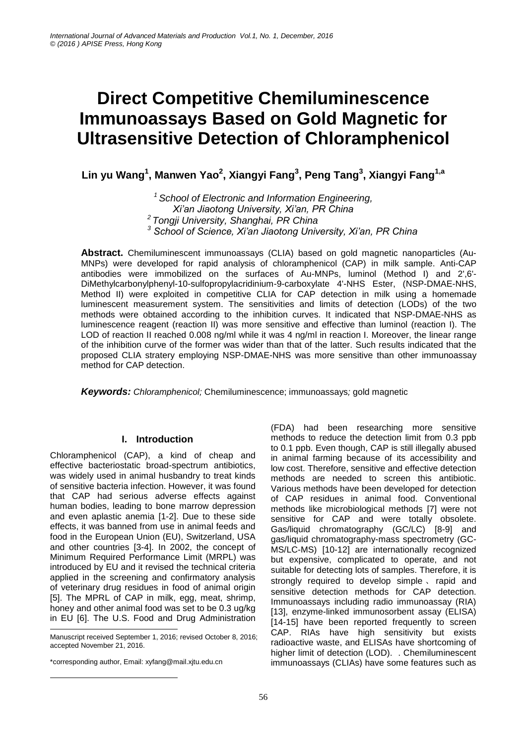# Direct Competitive Chemiluminescence Immunoassays Based on Gold Magnetic for Ultrasensitive Detection of Chloramphenicol

**Lin yu Wang[1], Manwen Yao[2], Xiangyi Fang[3], Peng Tang[3], Xiangyi Fang[1,a]**

*[1] School of Electronic and Information Engineering, Xi'an Jiaotong University, Xi'an, PR China*
*[2] Tongji University, Shanghai, PR China*
*[3] School of Science, Xi'an Jiaotong University, Xi'an, PR China*

**Abstract.** Chemiluminescent immunoassays (CLIA) based on gold magnetic nanoparticles (Au-MNPs) were developed for rapid analysis of chloramphenicol (CAP) in milk sample. Anti-CAP antibodies were immobilized on the surfaces of Au-MNPs, luminol (Method I) and 2',6'-DiMethylcarbonylphenyl-10-sulfopropylacridinium-9-carboxylate 4'-NHS Ester, (NSP-DMAE-NHS, Method II) were exploited in competitive CLIA for CAP detection in milk using a homemade luminescent measurement system. The sensitivities and limits of detection (LODs) of the two methods were obtained according to the inhibition curves. It indicated that NSP-DMAE-NHS as luminescence reagent (reaction II) was more sensitive and effective than luminol (reaction I). The LOD of reaction II reached 0.008 ng/ml while it was 4 ng/ml in reaction I. Moreover, the linear range of the inhibition curve of the former was wider than that of the latter. Such results indicated that the proposed CLIA stratery employing NSP-DMAE-NHS was more sensitive than other immunoassay method for CAP detection.

***Keywords:*** *Chloramphenicol;* Chemiluminescence; immunoassays*;* gold magnetic

## I. Introduction

Chloramphenicol (CAP), a kind of cheap and effective bacteriostatic broad-spectrum antibiotics, was widely used in animal husbandry to treat kinds of sensitive bacteria infection. However, it was found that CAP had serious adverse effects against human bodies, leading to bone marrow depression and even aplastic anemia [1-2]. Due to these side effects, it was banned from use in animal feeds and food in the European Union (EU), Switzerland, USA and other countries [3-4]. In 2002, the concept of Minimum Required Performance Limit (MRPL) was introduced by EU and it revised the technical criteria applied in the screening and confirmatory analysis of veterinary drug residues in food of animal origin [5]. The MPRL of CAP in milk, egg, meat, shrimp, honey and other animal food was set to be 0.3 ug/kg in EU [6]. The U.S. Food and Drug Administration (FDA) had been researching more sensitive methods to reduce the detection limit from 0.3 ppb to 0.1 ppb. Even though, CAP is still illegally abused in animal farming because of its accessibility and low cost. Therefore, sensitive and effective detection methods are needed to screen this antibiotic. Various methods have been developed for detection of CAP residues in animal food. Conventional methods like microbiological methods [7] were not sensitive for CAP and were totally obsolete. Gas/liquid chromatography (GC/LC) [8-9] and gas/liquid chromatography-mass spectrometry (GC-MS/LC-MS) [10-12] are internationally recognized but expensive, complicated to operate, and not suitable for detecting lots of samples. Therefore, it is strongly required to develop simple、rapid and sensitive detection methods for CAP detection. Immunoassays including radio immunoassay (RIA) [13], enzyme-linked immunosorbent assay (ELISA) [14-15] have been reported frequently to screen CAP. RIAs have high sensitivity but exists radioactive waste, and ELISAs have shortcoming of higher limit of detection (LOD). . Chemiluminescent immunoassays (CLIAs) have some features such as

Manuscript received September 1, 2016; revised October 8, 2016; accepted November 21, 2016.

*corresponding author, Email: xyfang@mail.xjtu.edu.cn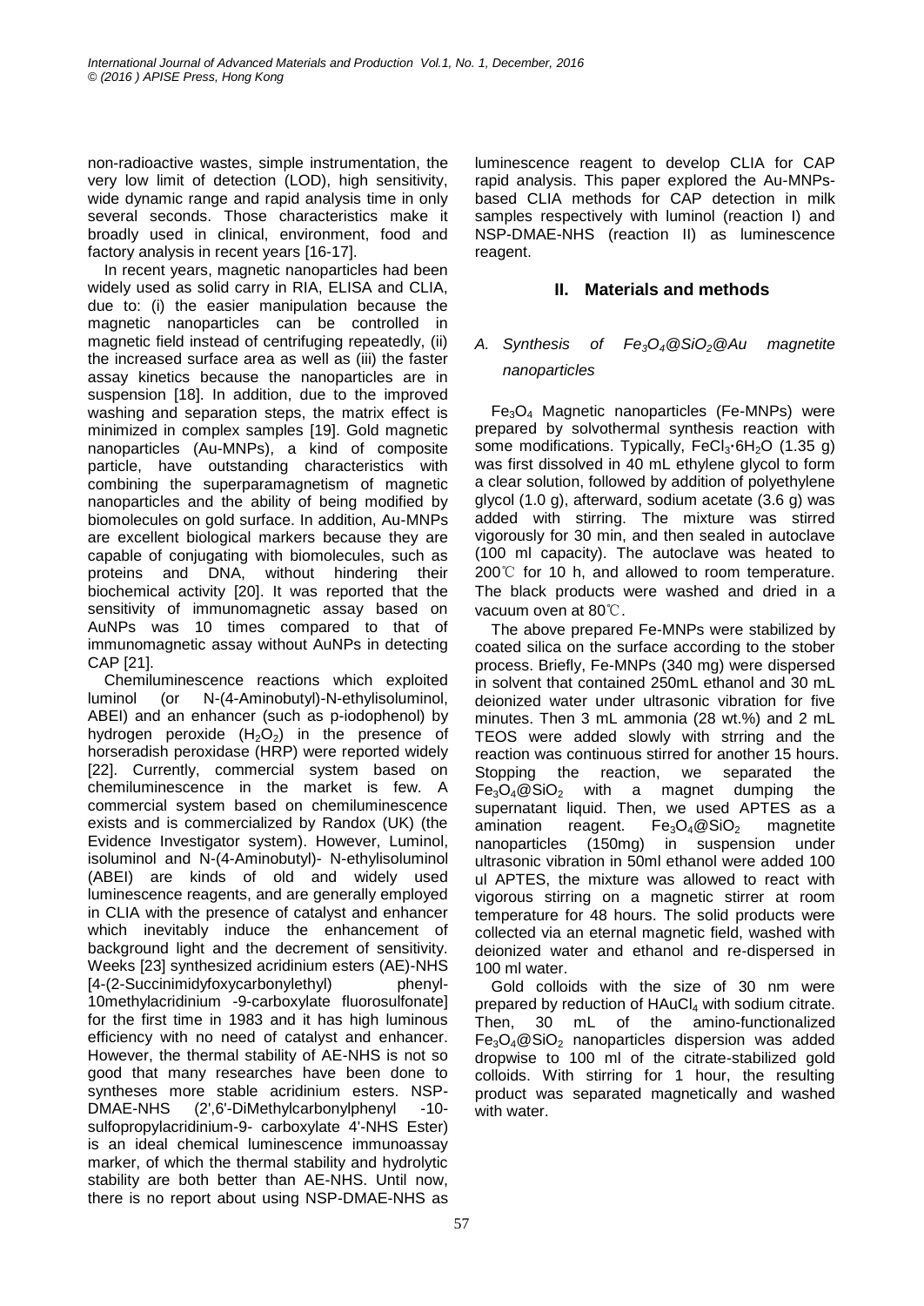non-radioactive wastes, simple instrumentation, the very low limit of detection (LOD), high sensitivity, wide dynamic range and rapid analysis time in only several seconds. Those characteristics make it broadly used in clinical, environment, food and factory analysis in recent years [16-17].

In recent years, magnetic nanoparticles had been widely used as solid carry in RIA, ELISA and CLIA, due to: (i) the easier manipulation because the magnetic nanoparticles can be controlled in magnetic field instead of centrifuging repeatedly, (ii) the increased surface area as well as (iii) the faster assay kinetics because the nanoparticles are in suspension [18]. In addition, due to the improved washing and separation steps, the matrix effect is minimized in complex samples [19]. Gold magnetic nanoparticles (Au-MNPs), a kind of composite particle, have outstanding characteristics with combining the superparamagnetism of magnetic nanoparticles and the ability of being modified by biomolecules on gold surface. In addition, Au-MNPs are excellent biological markers because they are capable of conjugating with biomolecules, such as proteins and DNA, without hindering their biochemical activity [20]. It was reported that the sensitivity of immunomagnetic assay based on AuNPs was 10 times compared to that of immunomagnetic assay without AuNPs in detecting CAP [21].

Chemiluminescence reactions which exploited luminol (or N-(4-Aminobutyl)-N-ethylisoluminol, ABEI) and an enhancer (such as p-iodophenol) by hydrogen peroxide ($H_2O_2$) in the presence of horseradish peroxidase (HRP) were reported widely [22]. Currently, commercial system based on chemiluminescence in the market is few. A commercial system based on chemiluminescence exists and is commercialized by Randox (UK) (the Evidence Investigator system). However, Luminol, isoluminol and N-(4-Aminobutyl)- N-ethylisoluminol (ABEI) are kinds of old and widely used luminescence reagents, and are generally employed in CLIA with the presence of catalyst and enhancer which inevitably induce the enhancement of background light and the decrement of sensitivity. Weeks [23] synthesized acridinium esters (AE)-NHS [4-(2-Succinimidyfoxycarbonylethyl) phenyl-10methylacridinium -9-carboxylate fluorosulfonate] for the first time in 1983 and it has high luminous efficiency with no need of catalyst and enhancer. However, the thermal stability of AE-NHS is not so good that many researches have been done to syntheses more stable acridinium esters. NSP-DMAE-NHS (2',6'-DiMethylcarbonylphenyl -10-sulfopropylacridinium-9- carboxylate 4'-NHS Ester) is an ideal chemical luminescence immunoassay marker, of which the thermal stability and hydrolytic stability are both better than AE-NHS. Until now, there is no report about using NSP-DMAE-NHS as luminescence reagent to develop CLIA for CAP rapid analysis. This paper explored the Au-MNPs-based CLIA methods for CAP detection in milk samples respectively with luminol (reaction I) and NSP-DMAE-NHS (reaction II) as luminescence reagent.

## II. Materials and methods

### *A. Synthesis of $Fe_3O_4$@$SiO_2$@Au magnetite nanoparticles*

$Fe_3O_4$ Magnetic nanoparticles (Fe-MNPs) were prepared by solvothermal synthesis reaction with some modifications. Typically, $FeCl_3 \cdot 6H_2O$ (1.35 g) was first dissolved in 40 mL ethylene glycol to form a clear solution, followed by addition of polyethylene glycol (1.0 g), afterward, sodium acetate (3.6 g) was added with stirring. The mixture was stirred vigorously for 30 min, and then sealed in autoclave (100 ml capacity). The autoclave was heated to 200℃ for 10 h, and allowed to room temperature. The black products were washed and dried in a vacuum oven at 80℃.

The above prepared Fe-MNPs were stabilized by coated silica on the surface according to the stober process. Briefly, Fe-MNPs (340 mg) were dispersed in solvent that contained 250mL ethanol and 30 mL deionized water under ultrasonic vibration for five minutes. Then 3 mL ammonia (28 wt.%) and 2 mL TEOS were added slowly with strring and the reaction was continuous stirred for another 15 hours. Stopping the reaction, we separated the $Fe_3O_4$@$SiO_2$ with a magnet dumping the supernatant liquid. Then, we used APTES as a amination reagent. $Fe_3O_4$@$SiO_2$ magnetite nanoparticles (150mg) in suspension under ultrasonic vibration in 50ml ethanol were added 100 ul APTES, the mixture was allowed to react with vigorous stirring on a magnetic stirrer at room temperature for 48 hours. The solid products were collected via an eternal magnetic field, washed with deionized water and ethanol and re-dispersed in 100 ml water.

Gold colloids with the size of 30 nm were prepared by reduction of $HAuCl_4$ with sodium citrate. Then, 30 mL of the amino-functionalized $Fe_3O_4$@$SiO_2$ nanoparticles dispersion was added dropwise to 100 ml of the citrate-stabilized gold colloids. With stirring for 1 hour, the resulting product was separated magnetically and washed with water.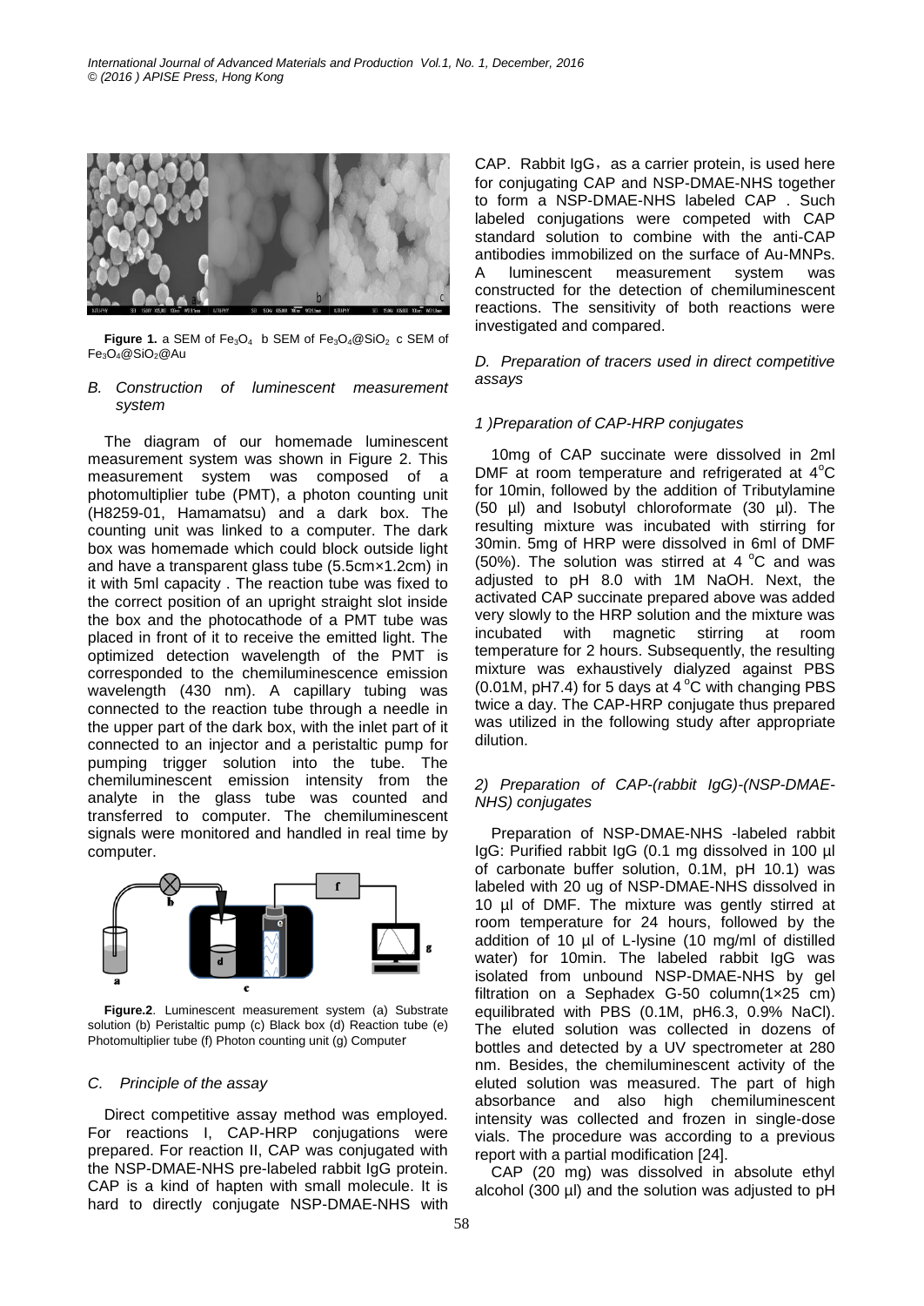**Figure 1.** a SEM of $Fe_3O_4$ b SEM of $Fe_3O_4@SiO_2$ c SEM of $Fe_3O_4@SiO_2@Au$

### *B. Construction of luminescent measurement system*

The diagram of our homemade luminescent measurement system was shown in Figure 2. This measurement system was composed of a photomultiplier tube (PMT), a photon counting unit (H8259-01, Hamamatsu) and a dark box. The counting unit was linked to a computer. The dark box was homemade which could block outside light and have a transparent glass tube (5.5cm×1.2cm) in it with 5ml capacity . The reaction tube was fixed to the correct position of an upright straight slot inside the box and the photocathode of a PMT tube was placed in front of it to receive the emitted light. The optimized detection wavelength of the PMT is corresponded to the chemiluminescence emission wavelength (430 nm). A capillary tubing was connected to the reaction tube through a needle in the upper part of the dark box, with the inlet part of it connected to an injector and a peristaltic pump for pumping trigger solution into the tube. The chemiluminescent emission intensity from the analyte in the glass tube was counted and transferred to computer. The chemiluminescent signals were monitored and handled in real time by computer.

**Figure.2**. Luminescent measurement system (a) Substrate solution (b) Peristaltic pump (c) Black box (d) Reaction tube (e) Photomultiplier tube (f) Photon counting unit (g) Computer

### *C. Principle of the assay*

Direct competitive assay method was employed. For reactions I, CAP-HRP conjugations were prepared. For reaction II, CAP was conjugated with the NSP-DMAE-NHS pre-labeled rabbit IgG protein. CAP is a kind of hapten with small molecule. It is hard to directly conjugate NSP-DMAE-NHS with CAP. Rabbit IgG，as a carrier protein, is used here for conjugating CAP and NSP-DMAE-NHS together to form a NSP-DMAE-NHS labeled CAP . Such labeled conjugations were competed with CAP standard solution to combine with the anti-CAP antibodies immobilized on the surface of Au-MNPs. A luminescent measurement system was constructed for the detection of chemiluminescent reactions. The sensitivity of both reactions were investigated and compared.

### *D. Preparation of tracers used in direct competitive assays*

#### *1 )Preparation of CAP-HRP conjugates*

10mg of CAP succinate were dissolved in 2ml DMF at room temperature and refrigerated at $4^{o}C$ for 10min, followed by the addition of Tributylamine (50 µl) and Isobutyl chloroformate (30 µl). The resulting mixture was incubated with stirring for 30min. 5mg of HRP were dissolved in 6ml of DMF (50%). The solution was stirred at 4 $^{o}C$ and was adjusted to pH 8.0 with 1M NaOH. Next, the activated CAP succinate prepared above was added very slowly to the HRP solution and the mixture was incubated with magnetic stirring at room temperature for 2 hours. Subsequently, the resulting mixture was exhaustively dialyzed against PBS (0.01M, pH7.4) for 5 days at 4 $^{o}C$ with changing PBS twice a day. The CAP-HRP conjugate thus prepared was utilized in the following study after appropriate dilution.

#### *2) Preparation of CAP-(rabbit IgG)-(NSP-DMAE-NHS) conjugates*

Preparation of NSP-DMAE-NHS -labeled rabbit IgG: Purified rabbit IgG (0.1 mg dissolved in 100 µl of carbonate buffer solution, 0.1M, pH 10.1) was labeled with 20 ug of NSP-DMAE-NHS dissolved in 10 µl of DMF. The mixture was gently stirred at room temperature for 24 hours, followed by the addition of 10 µl of L-lysine (10 mg/ml of distilled water) for 10min. The labeled rabbit IgG was isolated from unbound NSP-DMAE-NHS by gel filtration on a Sephadex G-50 column(1×25 cm) equilibrated with PBS (0.1M, pH6.3, 0.9% NaCl). The eluted solution was collected in dozens of bottles and detected by a UV spectrometer at 280 nm. Besides, the chemiluminescent activity of the eluted solution was measured. The part of high absorbance and also high chemiluminescent intensity was collected and frozen in single-dose vials. The procedure was according to a previous report with a partial modification [24].

CAP (20 mg) was dissolved in absolute ethyl alcohol (300 µl) and the solution was adjusted to pH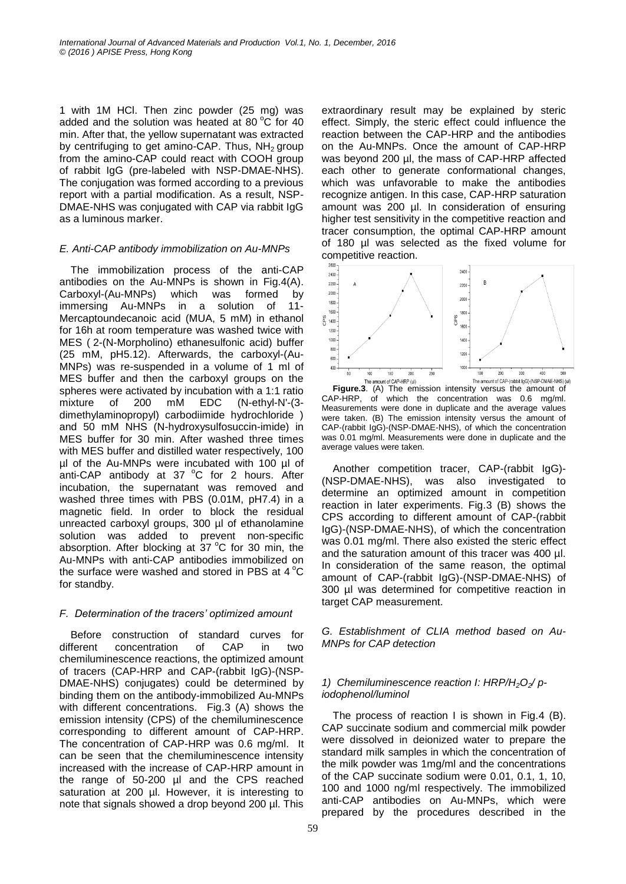1 with 1M HCl. Then zinc powder (25 mg) was added and the solution was heated at 80 °C for 40 min. After that, the yellow supernatant was extracted by centrifuging to get amino-CAP. Thus, $NH_2$ group from the amino-CAP could react with COOH group of rabbit IgG (pre-labeled with NSP-DMAE-NHS). The conjugation was formed according to a previous report with a partial modification. As a result, NSP-DMAE-NHS was conjugated with CAP via rabbit IgG as a luminous marker.

### *E. Anti-CAP antibody immobilization on Au-MNPs*

The immobilization process of the anti-CAP antibodies on the Au-MNPs is shown in Fig.4(A). Carboxyl-(Au-MNPs) which was formed by immersing Au-MNPs in a solution of 11-Mercaptoundecanoic acid (MUA, 5 mM) in ethanol for 16h at room temperature was washed twice with MES ( 2-(N-Morpholino) ethanesulfonic acid) buffer (25 mM, pH5.12). Afterwards, the carboxyl-(Au-MNPs) was re-suspended in a volume of 1 ml of MES buffer and then the carboxyl groups on the spheres were activated by incubation with a 1:1 ratio mixture of 200 mM EDC (N-ethyl-N'-(3-dimethylaminopropyl) carbodiimide hydrochloride ) and 50 mM NHS (N-hydroxysulfosuccin-imide) in MES buffer for 30 min. After washed three times with MES buffer and distilled water respectively, 100 µl of the Au-MNPs were incubated with 100 µl of anti-CAP antibody at 37 °C for 2 hours. After incubation, the supernatant was removed and washed three times with PBS (0.01M, pH7.4) in a magnetic field. In order to block the residual unreacted carboxyl groups, 300 µl of ethanolamine solution was added to prevent non-specific absorption. After blocking at 37 °C for 30 min, the Au-MNPs with anti-CAP antibodies immobilized on the surface were washed and stored in PBS at 4 °C for standby.

### *F. Determination of the tracers' optimized amount*

Before construction of standard curves for different concentration of CAP in two chemiluminescence reactions, the optimized amount of tracers (CAP-HRP and CAP-(rabbit IgG)-(NSP-DMAE-NHS) conjugates) could be determined by binding them on the antibody-immobilized Au-MNPs with different concentrations. Fig.3 (A) shows the emission intensity (CPS) of the chemiluminescence corresponding to different amount of CAP-HRP. The concentration of CAP-HRP was 0.6 mg/ml. It can be seen that the chemiluminescence intensity increased with the increase of CAP-HRP amount in the range of 50-200 µl and the CPS reached saturation at 200 µl. However, it is interesting to note that signals showed a drop beyond 200 µl. This extraordinary result may be explained by steric effect. Simply, the steric effect could influence the reaction between the CAP-HRP and the antibodies on the Au-MNPs. Once the amount of CAP-HRP was beyond 200 µl, the mass of CAP-HRP affected each other to generate conformational changes, which was unfavorable to make the antibodies recognize antigen. In this case, CAP-HRP saturation amount was 200 µl. In consideration of ensuring higher test sensitivity in the competitive reaction and tracer consumption, the optimal CAP-HRP amount of 180 µl was selected as the fixed volume for competitive reaction.

**Figure.3**. (A) The emission intensity versus the amount of CAP-HRP, of which the concentration was 0.6 mg/ml. Measurements were done in duplicate and the average values were taken. (B) The emission intensity versus the amount of CAP-(rabbit IgG)-(NSP-DMAE-NHS), of which the concentration was 0.01 mg/ml. Measurements were done in duplicate and the average values were taken.

Another competition tracer, CAP-(rabbit IgG)-(NSP-DMAE-NHS), was also investigated to determine an optimized amount in competition reaction in later experiments. Fig.3 (B) shows the CPS according to different amount of CAP-(rabbit IgG)-(NSP-DMAE-NHS), of which the concentration was 0.01 mg/ml. There also existed the steric effect and the saturation amount of this tracer was 400 µl. In consideration of the same reason, the optimal amount of CAP-(rabbit IgG)-(NSP-DMAE-NHS) of 300 µl was determined for competitive reaction in target CAP measurement.

### *G. Establishment of CLIA method based on Au-MNPs for CAP detection*

#### *1) Chemiluminescence reaction I: HRP/$H_2O_2$/ p-iodophenol/luminol*

The process of reaction I is shown in Fig.4 (B). CAP succinate sodium and commercial milk powder were dissolved in deionized water to prepare the standard milk samples in which the concentration of the milk powder was 1mg/ml and the concentrations of the CAP succinate sodium were 0.01, 0.1, 1, 10, 100 and 1000 ng/ml respectively. The immobilized anti-CAP antibodies on Au-MNPs, which were prepared by the procedures described in the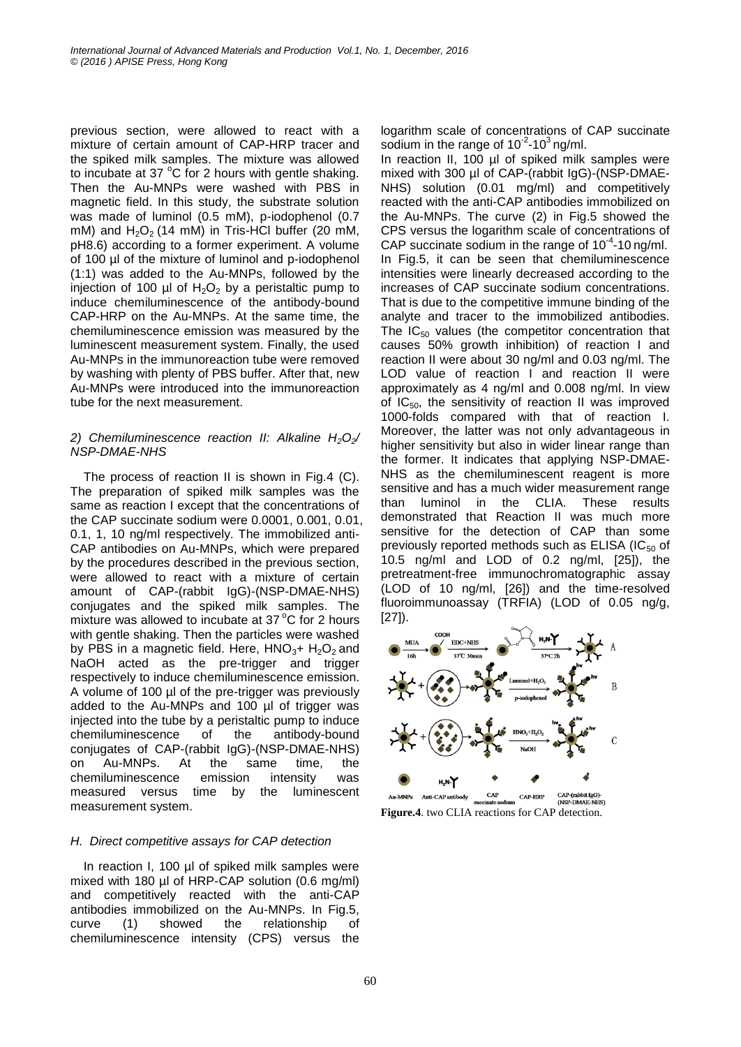previous section, were allowed to react with a mixture of certain amount of CAP-HRP tracer and the spiked milk samples. The mixture was allowed to incubate at 37 °C for 2 hours with gentle shaking. Then the Au-MNPs were washed with PBS in magnetic field. In this study, the substrate solution was made of luminol (0.5 mM), p-iodophenol (0.7 mM) and $H_2O_2$ (14 mM) in Tris-HCl buffer (20 mM, pH8.6) according to a former experiment. A volume of 100 µl of the mixture of luminol and p-iodophenol (1:1) was added to the Au-MNPs, followed by the injection of 100 µl of $H_2O_2$ by a peristaltic pump to induce chemiluminescence of the antibody-bound CAP-HRP on the Au-MNPs. At the same time, the chemiluminescence emission was measured by the luminescent measurement system. Finally, the used Au-MNPs in the immunoreaction tube were removed by washing with plenty of PBS buffer. After that, new Au-MNPs were introduced into the immunoreaction tube for the next measurement.

### 2) Chemiluminescence reaction II: Alkaline $H_2O_2$/ NSP-DMAE-NHS

The process of reaction II is shown in Fig.4 (C). The preparation of spiked milk samples was the same as reaction I except that the concentrations of the CAP succinate sodium were 0.0001, 0.001, 0.01, 0.1, 1, 10 ng/ml respectively. The immobilized anti-CAP antibodies on Au-MNPs, which were prepared by the procedures described in the previous section, were allowed to react with a mixture of certain amount of CAP-(rabbit IgG)-(NSP-DMAE-NHS) conjugates and the spiked milk samples. The mixture was allowed to incubate at 37 °C for 2 hours with gentle shaking. Then the particles were washed by PBS in a magnetic field. Here, $HNO_3$+ $H_2O_2$ and NaOH acted as the pre-trigger and trigger respectively to induce chemiluminescence emission. A volume of 100 µl of the pre-trigger was previously added to the Au-MNPs and 100 µl of trigger was injected into the tube by a peristaltic pump to induce chemiluminescence of the antibody-bound conjugates of CAP-(rabbit IgG)-(NSP-DMAE-NHS) on Au-MNPs. At the same time, the chemiluminescence emission intensity was measured versus time by the luminescent measurement system.

## H. Direct competitive assays for CAP detection

In reaction I, 100 µl of spiked milk samples were mixed with 180 µl of HRP-CAP solution (0.6 mg/ml) and competitively reacted with the anti-CAP antibodies immobilized on the Au-MNPs. In Fig.5, curve (1) showed the relationship of chemiluminescence intensity (CPS) versus the logarithm scale of concentrations of CAP succinate sodium in the range of $10^{-2}$-$10^{3}$ ng/ml.

In reaction II, 100 µl of spiked milk samples were mixed with 300 µl of CAP-(rabbit IgG)-(NSP-DMAE-NHS) solution (0.01 mg/ml) and competitively reacted with the anti-CAP antibodies immobilized on the Au-MNPs. The curve (2) in Fig.5 showed the CPS versus the logarithm scale of concentrations of CAP succinate sodium in the range of $10^{-4}$-10 ng/ml. In Fig.5, it can be seen that chemiluminescence intensities were linearly decreased according to the increases of CAP succinate sodium concentrations. That is due to the competitive immune binding of the analyte and tracer to the immobilized antibodies. The $IC_{50}$ values (the competitor concentration that causes 50% growth inhibition) of reaction I and reaction II were about 30 ng/ml and 0.03 ng/ml. The LOD value of reaction I and reaction II were approximately as 4 ng/ml and 0.008 ng/ml. In view of $IC_{50}$, the sensitivity of reaction II was improved 1000-folds compared with that of reaction I. Moreover, the latter was not only advantageous in higher sensitivity but also in wider linear range than the former. It indicates that applying NSP-DMAE-NHS as the chemiluminescent reagent is more sensitive and has a much wider measurement range than luminol in the CLIA. These results demonstrated that Reaction II was much more sensitive for the detection of CAP than some previously reported methods such as ELISA ($IC_{50}$ of 10.5 ng/ml and LOD of 0.2 ng/ml, [25]), the pretreatment-free immunochromatographic assay (LOD of 10 ng/ml, [26]) and the time-resolved fluoroimmunoassay (TRFIA) (LOD of 0.05 ng/g, [27]).

**Figure.4**. two CLIA reactions for CAP detection.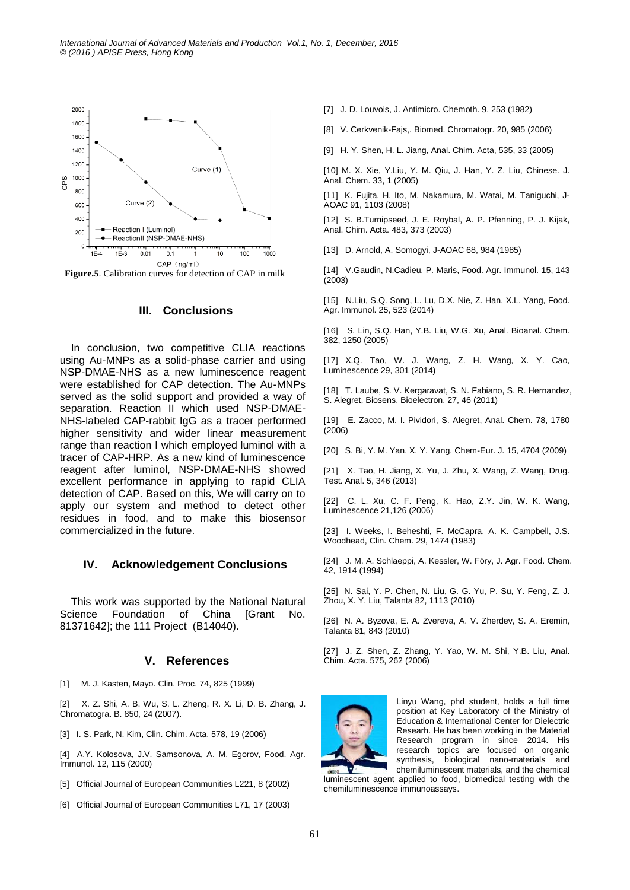2000
1800
1600
1400
1200
1000
800
600
400
200
0

CPS

Curve (1)

Curve (2)

Reaction I (Luminol)
ReactionII (NSP-DMAE-NHS)

1E-4 1E-3 0.01 0.1 1 10 100 1000

CAP（ng/ml）

**Figure.5**. Calibration curves for detection of CAP in milk

## III. Conclusions

In conclusion, two competitive CLIA reactions using Au-MNPs as a solid-phase carrier and using NSP-DMAE-NHS as a new luminescence reagent were established for CAP detection. The Au-MNPs served as the solid support and provided a way of separation. Reaction II which used NSP-DMAE-NHS-labeled CAP-rabbit IgG as a tracer performed higher sensitivity and wider linear measurement range than reaction I which employed luminol with a tracer of CAP-HRP. As a new kind of luminescence reagent after luminol, NSP-DMAE-NHS showed excellent performance in applying to rapid CLIA detection of CAP. Based on this, We will carry on to apply our system and method to detect other residues in food, and to make this biosensor commercialized in the future.

## IV. Acknowledgement Conclusions

This work was supported by the National Natural Science Foundation of China [Grant No. 81371642]; the 111 Project (B14040).

## V. References

[1] M. J. Kasten, Mayo. Clin. Proc. 74, 825 (1999)

[2] X. Z. Shi, A. B. Wu, S. L. Zheng, R. X. Li, D. B. Zhang, J. Chromatogra. B. 850, 24 (2007).

[3] I. S. Park, N. Kim, Clin. Chim. Acta. 578, 19 (2006)

[4] A.Y. Kolosova, J.V. Samsonova, A. M. Egorov, Food. Agr. Immunol. 12, 115 (2000)

[5] Official Journal of European Communities L221, 8 (2002)

[6] Official Journal of European Communities L71, 17 (2003)

[7] J. D. Louvois, J. Antimicro. Chemoth. 9, 253 (1982)

[8] V. Cerkvenik-Fajs,. Biomed. Chromatogr. 20, 985 (2006)

[9] H. Y. Shen, H. L. Jiang, Anal. Chim. Acta, 535, 33 (2005)

[10] M. X. Xie, Y.Liu, Y. M. Qiu, J. Han, Y. Z. Liu, Chinese. J. Anal. Chem. 33, 1 (2005)

[11] K. Fujita, H. Ito, M. Nakamura, M. Watai, M. Taniguchi, J-AOAC 91, 1103 (2008)

[12] S. B.Turnipseed, J. E. Roybal, A. P. Pfenning, P. J. Kijak, Anal. Chim. Acta. 483, 373 (2003)

[13] D. Arnold, A. Somogyi, J-AOAC 68, 984 (1985)

[14] V.Gaudin, N.Cadieu, P. Maris, Food. Agr. Immunol. 15, 143 (2003)

[15] N.Liu, S.Q. Song, L. Lu, D.X. Nie, Z. Han, X.L. Yang, Food. Agr. Immunol. 25, 523 (2014)

[16] S. Lin, S.Q. Han, Y.B. Liu, W.G. Xu, Anal. Bioanal. Chem. 382, 1250 (2005)

[17] X.Q. Tao, W. J. Wang, Z. H. Wang, X. Y. Cao, Luminescence 29, 301 (2014)

[18] T. Laube, S. V. Kergaravat, S. N. Fabiano, S. R. Hernandez, S. Alegret, Biosens. Bioelectron. 27, 46 (2011)

[19] E. Zacco, M. I. Pividori, S. Alegret, Anal. Chem. 78, 1780 (2006)

[20] S. Bi, Y. M. Yan, X. Y. Yang, Chem-Eur. J. 15, 4704 (2009)

[21] X. Tao, H. Jiang, X. Yu, J. Zhu, X. Wang, Z. Wang, Drug. Test. Anal. 5, 346 (2013)

[22] C. L. Xu, C. F. Peng, K. Hao, Z.Y. Jin, W. K. Wang, Luminescence 21,126 (2006)

[23] I. Weeks, I. Beheshti, F. McCapra, A. K. Campbell, J.S. Woodhead, Clin. Chem. 29, 1474 (1983)

[24] J. M. A. Schlaeppi, A. Kessler, W. Föry, J. Agr. Food. Chem. 42, 1914 (1994)

[25] N. Sai, Y. P. Chen, N. Liu, G. G. Yu, P. Su, Y. Feng, Z. J. Zhou, X. Y. Liu, Talanta 82, 1113 (2010)

[26] N. A. Byzova, E. A. Zvereva, A. V. Zherdev, S. A. Eremin, Talanta 81, 843 (2010)

[27] J. Z. Shen, Z. Zhang, Y. Yao, W. M. Shi, Y.B. Liu, Anal. Chim. Acta. 575, 262 (2006)

Linyu Wang, phd student, holds a full time position at Key Laboratory of the Ministry of Education & International Center for Dielectric Researh. He has been working in the Material Research program in since 2014. His research topics are focused on organic synthesis, biological nano-materials and chemiluminescent materials, and the chemical luminescent agent applied to food, biomedical testing with the chemiluminescence immunoassays.